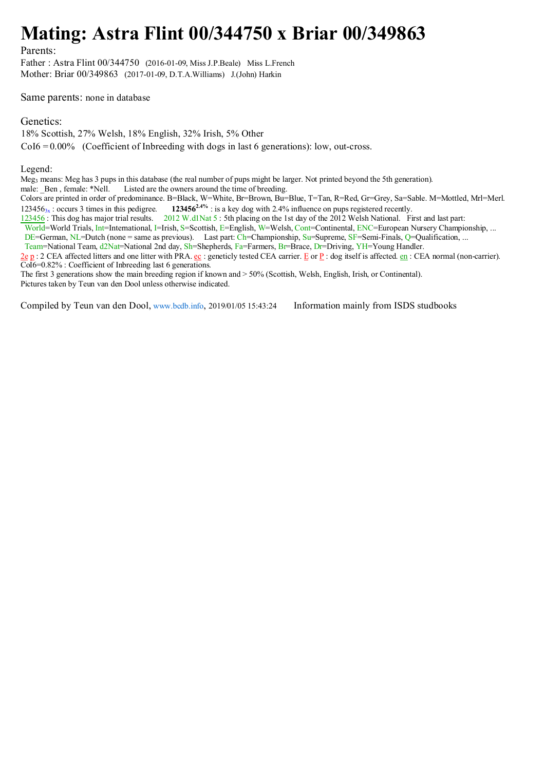# Mating: Astra Flint 00/344750 x Briar 00/349863

Parents:

Father : Astra Flint 00/344750 (2016-01-09, Miss J.P.Beale) Miss L.French

Mother: Briar 00/349863 (2017-01-09, D.T.A.Williams) J.(John) Harkin

Same parents: none in database

Genetics:

18% Scottish, 27% Welsh, 18% English, 32% Irish, 5% Other

CoI6 = 0.00% (Coefficient of Inbreeding with dogs in last 6 generations): low, out-cross.

Legend:

Meg3 means: Meg has 3 pups in this database (the real number of pups might be larger. Not printed beyond the 5th generation).

male: _Ben , female: *Nell. Listed are the owners around the time of breeding.

Colors are printed in order of predominance. B=Black, W=White, Br=Brown, Bu=Blue, T=Tan, R=Red, Gr=Grey, Sa=Sable. M=Mottled, Mrl=Merl.

123456 3x : occurs 3 times in this pedigree. **123456** 2.4% : is a key dog with 2.4% influence on pups registered recently.

123456 : This dog has major trial results. 2012 W.d1Nat 5 : 5th placing on the 1st day of the 2012 Welsh National. First and last part:

World=World Trials, Int=International, I=Irish, S=Scottish, E=English, W=Welsh, Cont=Continental, ENC=European Nursery Championship, ...

DE=German, NL=Dutch (none = same as previous). Last part: Ch=Championship, Su=Supreme, SF=Semi-Finals, Q=Qualification, ...

Team=National Team, d2Nat=National 2nd day, Sh=Shepherds, Fa=Farmers, Br=Brace, Dr=Driving, YH=Young Handler.

2e p : 2 CEA affected litters and one litter with PRA. ec : geneticly tested CEA carrier. E or P : dog itself is affected. en : CEA normal (non-carrier).

CoI6=0.82% : Coefficient of Inbreeding last 6 generations.

The first 3 generations show the main breeding region if known and > 50% (Scottish, Welsh, English, Irish, or Continental).

Pictures taken by Teun van den Dool unless otherwise indicated.

Compiled by Teun van den Dool, www.bcdb.info, 2019/01/05 15:43:24 Information mainly from ISDS studbooks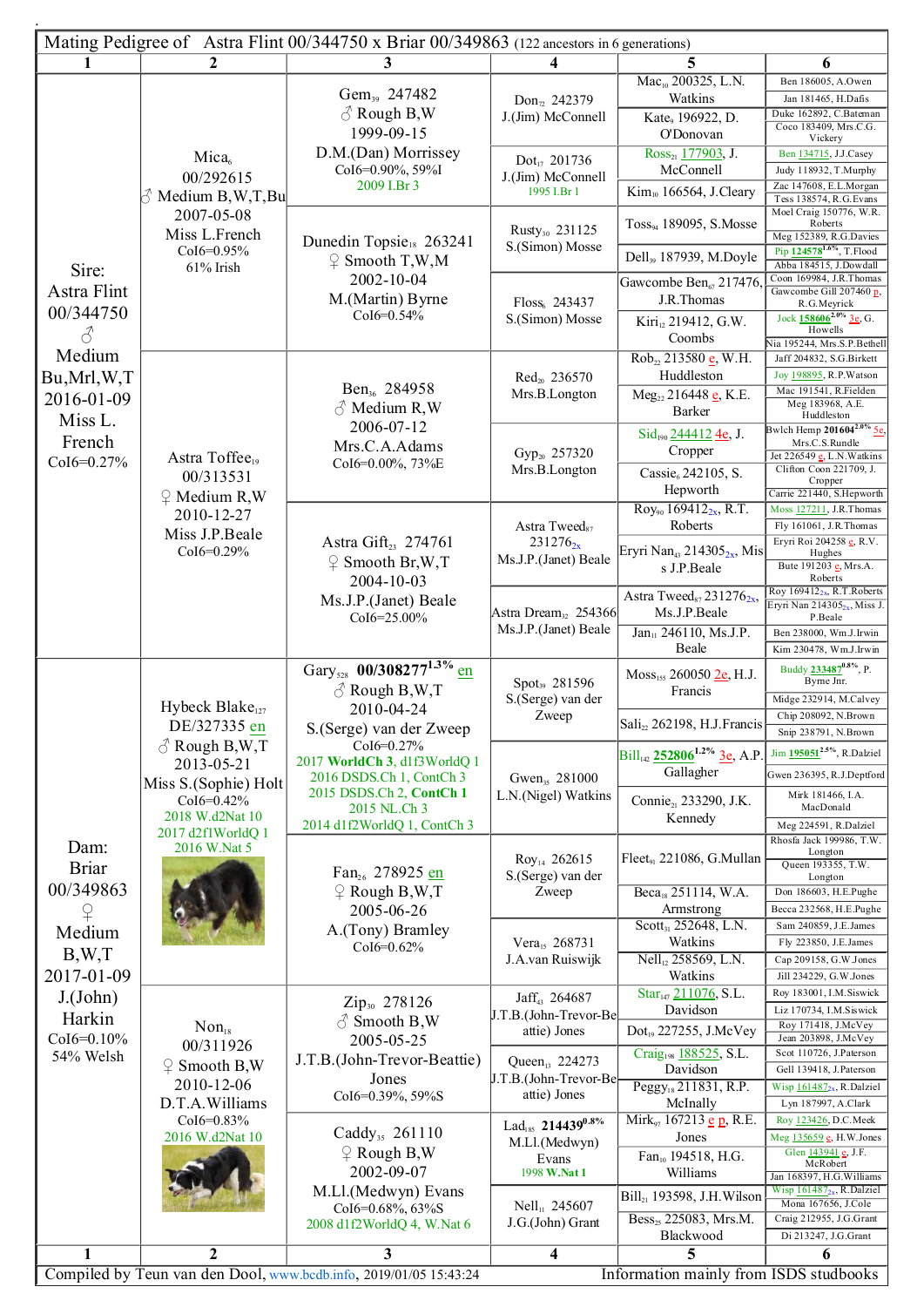# Mating Pedigree of Astra Flint 00/344750 x Briar 00/349863 (122 ancestors in 6 generations)

| 1 | 2 | 3 | 4 | 5 | 6 |
|---|---|---|---|---|---|
| Sire: Astra Flint 00/344750 ♂ Medium Bu,Mrl,W,T 2016-01-09 Miss L. French CoI6=0.27% | Mica$_{6}$ 00/292615 ♂ Medium B,W,T,Bu 2007-05-08 Miss L.French CoI6=0.95% 61% Irish | Gem$_{39}$ 247482 ♂ Rough B,W 1999-09-15 D.M.(Dan) Morrissey CoI6=0.90%, 59%I 2009 I.Br 3 | Don$_{72}$ 242379 J.(Jim) McConnell | Mac$_{10}$ 200325, L.N. Watkins | Ben 186005, A.Owen |
| | | | | | Jan 181465, H.Dafis |
| | | | | Kate$_{9}$ 196922, D. O'Donovan | Duke 162892, C.Bateman |
| | | | | | Coco 183409, Mrs.C.G. Vickery |
| | | | Dot$_{17}$ 201736 J.(Jim) McConnell 1995 I.Br 1 | Ross$_{21}$ 177903, J. McConnell | Ben 134715, J.J.Casey |
| | | | | | Judy 118932, T.Murphy |
| | | | | Kim$_{10}$ 166564, J.Cleary | Zac 147608, E.L.Morgan |
| | | | | | Tess 138574, R.G.Evans |
| | | Dunedin Topsie$_{18}$ 263241 ♀ Smooth T,W,M 2002-10-04 M.(Martin) Byrne CoI6=0.54% | Rusty$_{30}$ 231125 S.(Simon) Mosse | Toss$_{94}$ 189095, S.Mosse | Moel Craig 150776, W.R. Roberts |
| | | | | | Meg 152389, R.G.Davies |
| | | | | Dell$_{39}$ 187939, M.Doyle | Pip 124578[1.6%], T.Flood |
| | | | | | Abba 184515, J.Dowdall |
| | | | Floss$_{6}$ 243437 S.(Simon) Mosse | Gawcombe Ben$_{67}$ 217476, J.R.Thomas | Coon 169984, J.R.Thomas |
| | | | | | Gawcombe Gill 207460 p, R.G.Meyrick |
| | | | | Kiri$_{12}$ 219412, G.W. Coombs | Jock 158606[2.0%] 3e, G. Howells |
| | | | | | Nia 195244, Mrs.S.P.Bethell |
| | Astra Toffee$_{19}$ 00/313531 ♀ Medium R,W 2010-12-27 Miss J.P.Beale CoI6=0.29% | Ben$_{36}$ 284958 ♂ Medium R,W 2006-07-12 Mrs.C.A.Adams CoI6=0.00%, 73%E | Red$_{20}$ 236570 Mrs.B.Longton | Rob$_{22}$ 213580 e, W.H. Huddleston | Jaff 204832, S.G.Birkett |
| | | | | | Joy 198895, R.P.Watson |
| | | | | Meg$_{22}$ 216448 e, K.E. Barker | Mac 191541, R.Fielden |
| | | | | | Meg 183968, A.E. Huddleston |
| | | | Gyp$_{20}$ 257320 Mrs.B.Longton | Sid$_{190}$ 244412 4e, J. Cropper | Bwlch Hemp 201604[2.0%] 5e, Mrs.C.S.Rundle |
| | | | | | Jet 226549 e, L.N.Watkins |
| | | | | Cassie$_{6}$ 242105, S. Hepworth | Clifton Coon 221709, J. Cropper |
| | | | | | Carrie 221440, S.Hepworth |
| | | Astra Gift$_{23}$ 274761 ♀ Smooth Br,W,T 2004-10-03 Ms.J.P.(Janet) Beale CoI6=25.00% | Astra Tweed$_{87}$ 231276$_{2x}$ Ms.J.P.(Janet) Beale | Roy$_{90}$ 169412$_{2x}$, R.T. Roberts | Moss 127211, J.R.Thomas |
| | | | | | Fly 161061, J.R.Thomas |
| | | | | Eryri Nan$_{43}$ 214305$_{2x}$, Miss J.P.Beale | Eryri Roi 204258 e, R.V. Hughes |
| | | | | | Bute 191203 e, Mrs.A. Roberts |
| | | | Astra Dream$_{32}$ 254366 Ms.J.P.(Janet) Beale | Astra Tweed$_{87}$ 231276$_{2x}$, Ms.J.P.Beale | Roy 169412$_{2x}$, R.T.Roberts |
| | | | | | Eryri Nan 214305$_{2x}$, Miss J. P.Beale |
| | | | | Jan$_{11}$ 246110, Ms.J.P. Beale | Ben 238000, Wm.J.Irwin |
| | | | | | Kim 230478, Wm.J.Irwin |
| Dam: Briar 00/349863 ♀ Medium B,W,T 2017-01-09 J.(John) Harkin CoI6=0.10% 54% Welsh | Hybeck Blake$_{127}$ DE/327335 en ♂ Rough B,W,T 2013-05-21 Miss S.(Sophie) Holt CoI6=0.42% 2018 W.d2Nat 10 2017 d2f1WorldQ 1 2016 W.Nat 5 | Gary$_{528}$ **00/308277**[1.3%] en ♂ Rough B,W,T 2010-04-24 S.(Serge) van der Zweep CoI6=0.27% 2017 **WorldCh 3**, d1f3WorldQ 1 2016 DSDS.Ch 1, ContCh 3 2015 DSDS.Ch 2, **ContCh 1** 2015 NL.Ch 3 2014 d1f2WorldQ 1, ContCh 3 | Spot$_{39}$ 281596 S.(Serge) van der Zweep | Moss$_{155}$ 260050 2e, H.J. Francis | Buddy 233487[0.8%], P. Byrne Jnr. |
| | | | | | Midge 232914, M.Calvey |
| | | | | Sali$_{22}$ 262198, H.J.Francis | Chip 208092, N.Brown |
| | | | | | Snip 238791, N.Brown |
| | | | Gwen$_{35}$ 281000 L.N.(Nigel) Watkins | Bill$_{142}$ **252806**[1.2%] 3e, A.P. Gallagher | Jim **195051**[2.5%], R.Dalziel |
| | | | | | Gwen 236395, R.J.Deptford |
| | | | | Connie$_{21}$ 233290, J.K. Kennedy | Mirk 181466, I.A. MacDonald |
| | | | | | Meg 224591, R.Dalziel |
| | | Fan$_{26}$ 278925 en ♀ Rough B,W,T 2005-06-26 A.(Tony) Bramley CoI6=0.62% | Roy$_{14}$ 262615 S.(Serge) van der Zweep | Fleet$_{91}$ 221086, G.Mullan | Rhosfa Jack 199986, T.W. Longton |
| | | | | | Queen 193355, T.W. Longton |
| | | | | Beca$_{18}$ 251114, W.A. Armstrong | Don 186603, H.E.Pughe |
| | | | | | Becca 232568, H.E.Pughe |
| | | | Vera$_{15}$ 268731 J.A.van Ruiswijk | Scott$_{31}$ 252648, L.N. Watkins | Sam 240859, J.E.James |
| | | | | | Fly 223850, J.E.James |
| | | | | Nell$_{12}$ 258569, L.N. Watkins | Cap 209158, G.W.Jones |
| | | | | | Jill 234229, G.W.Jones |
| | Non$_{18}$ 00/311926 ♀ Smooth B,W 2010-12-06 D.T.A.Williams CoI6=0.83% 2016 W.d2Nat 10 | Zip$_{30}$ 278126 ♂ Smooth B,W 2005-05-25 J.T.B.(John-Trevor-Beattie) Jones CoI6=0.39%, 59%S | Jaff$_{43}$ 264687 J.T.B.(John-Trevor-Beattie) Jones | Star$_{147}$ 211076, S.L. Davidson | Roy 183001, I.M.Siswick |
| | | | | | Liz 170734, I.M.Siswick |
| | | | | Dot$_{19}$ 227255, J.McVey | Roy 171418, J.McVey |
| | | | | | Jean 203898, J.McVey |
| | | | Queen$_{13}$ 224273 J.T.B.(John-Trevor-Beattie) Jones | Craig$_{198}$ 188525, S.L. Davidson | Scot 110726, J.Paterson |
| | | | | | Gell 139418, J.Paterson |
| | | | | Peggy$_{18}$ 211831, R.P. McInally | Wisp 161487$_{2x}$, R.Dalziel |
| | | | | | Lyn 187997, A.Clark |
| | | Caddy$_{35}$ 261110 ♀ Rough B,W 2002-09-07 M.Ll.(Medwyn) Evans CoI6=0.68%, 63%S 2008 d1f2WorldQ 4, W.Nat 6 | Lad$_{185}$ **214439**[0.8%] M.Ll.(Medwyn) Evans 1998 **W.Nat 1** | Mirk$_{97}$ 167213 e p, R.E. Jones | Roy 123426, D.C.Meek |
| | | | | | Meg 135659 e, H.W.Jones |
| | | | | Fan$_{10}$ 194518, H.G. Williams | Glen 143941 e, J.F. McRobert |
| | | | | | Jan 168397, H.G.Williams |
| | | | Nell$_{11}$ 245607 J.G.(John) Grant | Bill$_{21}$ 193598, J.H.Wilson | Wisp 161487$_{2x}$, R.Dalziel |
| | | | | | Mona 167656, J.Cole |
| | | | | Bess$_{25}$ 225083, Mrs.M. Blackwood | Craig 212955, J.G.Grant |
| | | | | | Di 213247, J.G.Grant |
| 1 | 2 | 3 | 4 | 5 | 6 |

Compiled by Teun van den Dool, www.bcdb.info, 2019/01/05 15:43:24 — Information mainly from ISDS studbooks